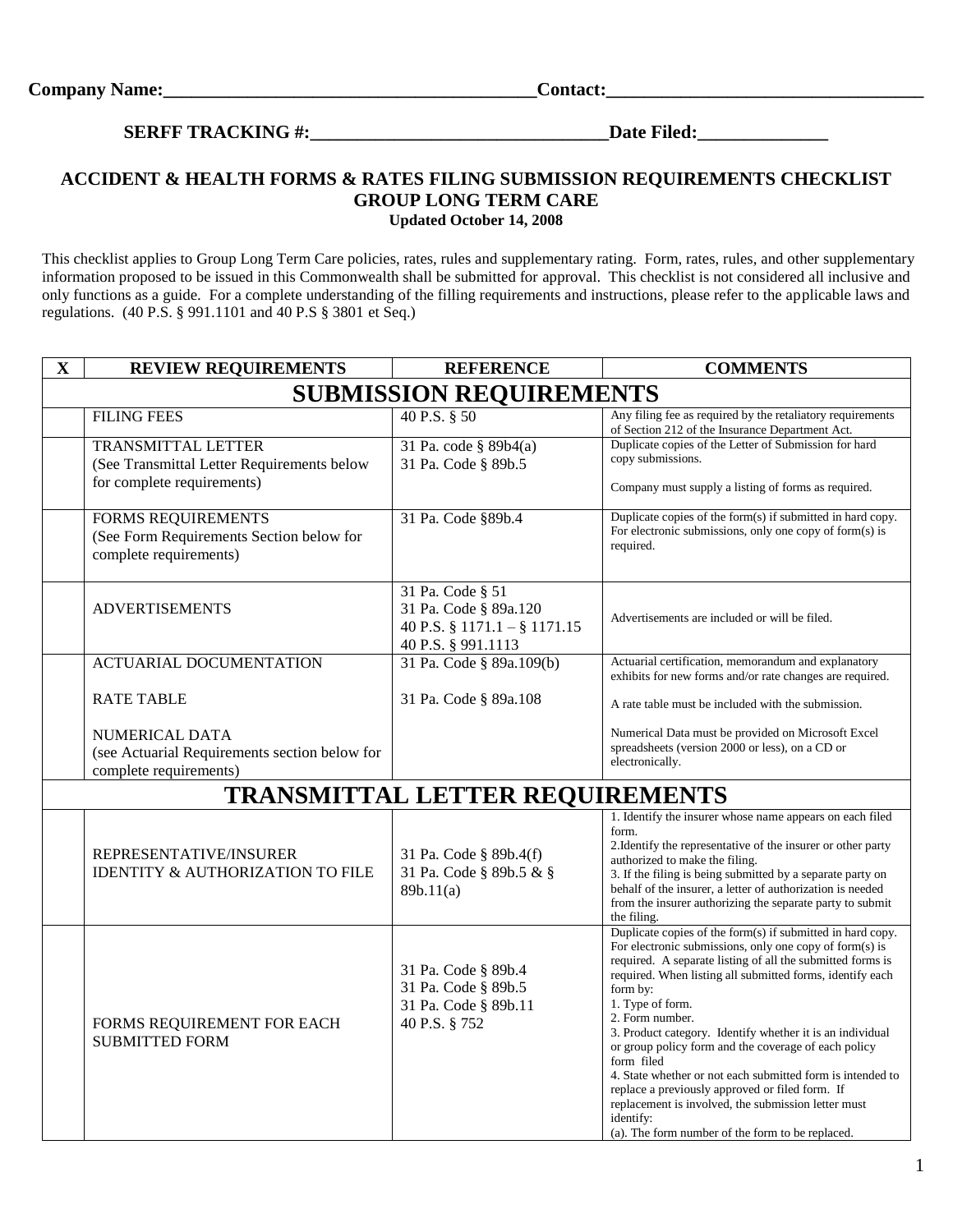**Company Name:_______________________________________Contact:__________________________________**

**SERFF TRACKING #:_______________________________Date Filed:______________**

## ACCIDENT & HEALTH FORMS & RATES FILING SUBMISSION REQUIREMENTS CHECKLIST
## GROUP LONG TERM CARE
**Updated October 14, 2008**

This checklist applies to Group Long Term Care policies, rates, rules and supplementary rating. Form, rates, rules, and other supplementary information proposed to be issued in this Commonwealth shall be submitted for approval. This checklist is not considered all inclusive and only functions as a guide. For a complete understanding of the filling requirements and instructions, please refer to the applicable laws and regulations. (40 P.S. § 991.1101 and 40 P.S § 3801 et Seq.)

| X | REVIEW REQUIREMENTS | REFERENCE | COMMENTS |
|---|---|---|---|
| | **SUBMISSION REQUIREMENTS** | | |
| | FILING FEES | 40 P.S. § 50 | Any filing fee as required by the retaliatory requirements of Section 212 of the Insurance Department Act. |
| | TRANSMITTAL LETTER (See Transmittal Letter Requirements below for complete requirements) | 31 Pa. code § 89b4(a)<br>31 Pa. Code § 89b.5 | Duplicate copies of the Letter of Submission for hard copy submissions.<br><br>Company must supply a listing of forms as required. |
| | FORMS REQUIREMENTS (See Form Requirements Section below for complete requirements) | 31 Pa. Code §89b.4 | Duplicate copies of the form(s) if submitted in hard copy. For electronic submissions, only one copy of form(s) is required. |
| | ADVERTISEMENTS | 31 Pa. Code § 51<br>31 Pa. Code § 89a.120<br>40 P.S. § 1171.1 – § 1171.15<br>40 P.S. § 991.1113 | Advertisements are included or will be filed. |
| | ACTUARIAL DOCUMENTATION<br><br>RATE TABLE<br><br>NUMERICAL DATA (see Actuarial Requirements section below for complete requirements) | 31 Pa. Code § 89a.109(b)<br><br>31 Pa. Code § 89a.108 | Actuarial certification, memorandum and explanatory exhibits for new forms and/or rate changes are required.<br><br>A rate table must be included with the submission.<br><br>Numerical Data must be provided on Microsoft Excel spreadsheets (version 2000 or less), on a CD or electronically. |
| | **TRANSMITTAL LETTER REQUIREMENTS** | | |
| | REPRESENTATIVE/INSURER IDENTITY & AUTHORIZATION TO FILE | 31 Pa. Code § 89b.4(f)<br>31 Pa. Code § 89b.5 & § 89b.11(a) | 1. Identify the insurer whose name appears on each filed form.<br>2.Identify the representative of the insurer or other party authorized to make the filing.<br>3. If the filing is being submitted by a separate party on behalf of the insurer, a letter of authorization is needed from the insurer authorizing the separate party to submit the filing. |
| | FORMS REQUIREMENT FOR EACH SUBMITTED FORM | 31 Pa. Code § 89b.4<br>31 Pa. Code § 89b.5<br>31 Pa. Code § 89b.11<br>40 P.S. § 752 | Duplicate copies of the form(s) if submitted in hard copy. For electronic submissions, only one copy of form(s) is required. A separate listing of all the submitted forms is required. When listing all submitted forms, identify each form by:<br>1. Type of form.<br>2. Form number.<br>3. Product category. Identify whether it is an individual or group policy form and the coverage of each policy form filed<br>4. State whether or not each submitted form is intended to replace a previously approved or filed form. If replacement is involved, the submission letter must identify:<br>(a). The form number of the form to be replaced. |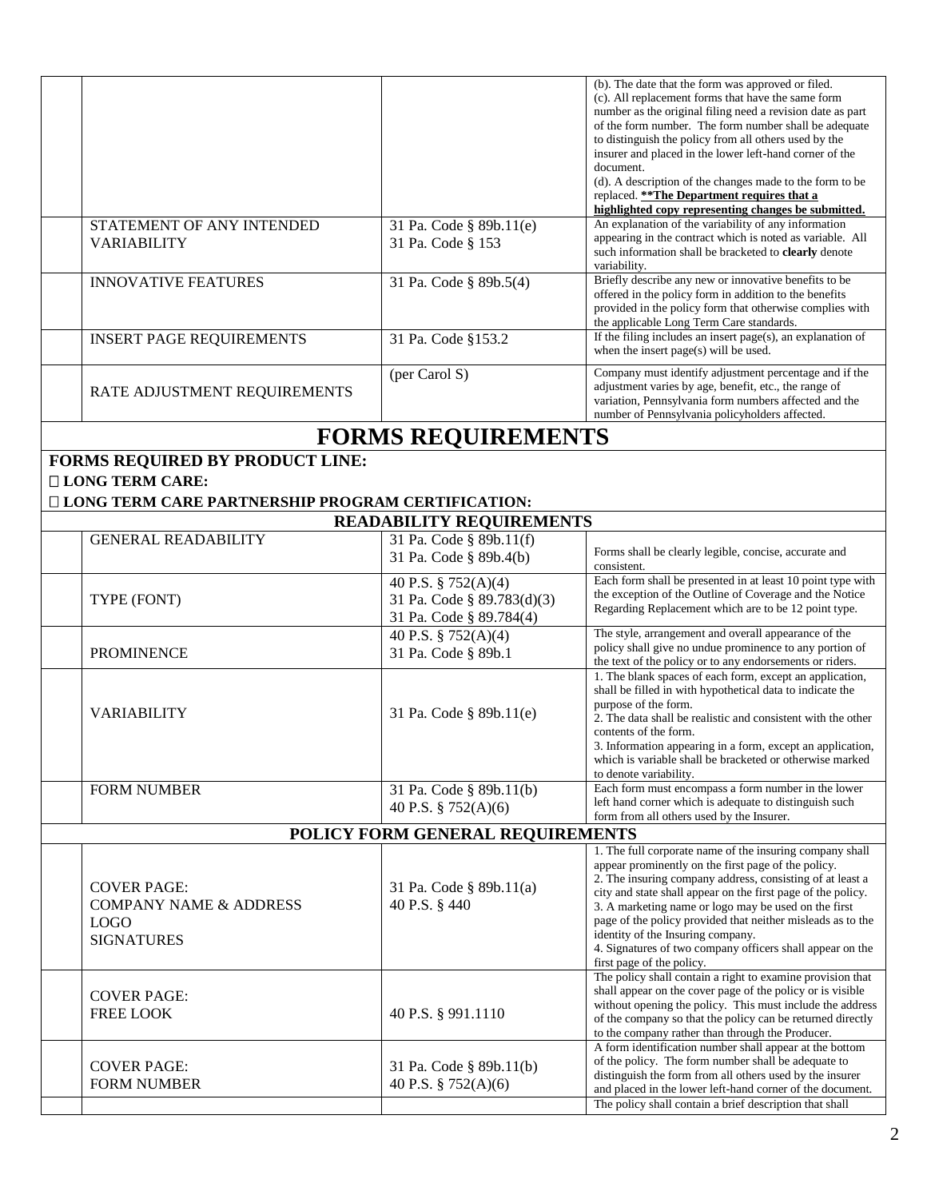| | | | |
|---|---|---|---|
| | | | (b). The date that the form was approved or filed.<br>(c). All replacement forms that have the same form number as the original filing need a revision date as part of the form number. The form number shall be adequate to distinguish the policy from all others used by the insurer and placed in the lower left-hand corner of the document.<br>(d). A description of the changes made to the form to be replaced. **<u>\*\*The Department requires that a highlighted copy representing changes be submitted.</u>** |
| | STATEMENT OF ANY INTENDED VARIABILITY | 31 Pa. Code § 89b.11(e)<br>31 Pa. Code § 153 | An explanation of the variability of any information appearing in the contract which is noted as variable. All such information shall be bracketed to **clearly** denote variability. |
| | INNOVATIVE FEATURES | 31 Pa. Code § 89b.5(4) | Briefly describe any new or innovative benefits to be offered in the policy form in addition to the benefits provided in the policy form that otherwise complies with the applicable Long Term Care standards. |
| | INSERT PAGE REQUIREMENTS | 31 Pa. Code §153.2 | If the filing includes an insert page(s), an explanation of when the insert page(s) will be used. |
| | RATE ADJUSTMENT REQUIREMENTS | (per Carol S) | Company must identify adjustment percentage and if the adjustment varies by age, benefit, etc., the range of variation, Pennsylvania form numbers affected and the number of Pennsylvania policyholders affected. |

# FORMS REQUIREMENTS

**FORMS REQUIRED BY PRODUCT LINE:**

**☐ LONG TERM CARE:**

**☐ LONG TERM CARE PARTNERSHIP PROGRAM CERTIFICATION:**

## READABILITY REQUIREMENTS

| | | | |
|---|---|---|---|
| | GENERAL READABILITY | 31 Pa. Code § 89b.11(f)<br>31 Pa. Code § 89b.4(b) | Forms shall be clearly legible, concise, accurate and consistent. |
| | TYPE (FONT) | 40 P.S. § 752(A)(4)<br>31 Pa. Code § 89.783(d)(3)<br>31 Pa. Code § 89.784(4) | Each form shall be presented in at least 10 point type with the exception of the Outline of Coverage and the Notice Regarding Replacement which are to be 12 point type. |
| | PROMINENCE | 40 P.S. § 752(A)(4)<br>31 Pa. Code § 89b.1 | The style, arrangement and overall appearance of the policy shall give no undue prominence to any portion of the text of the policy or to any endorsements or riders. |
| | VARIABILITY | 31 Pa. Code § 89b.11(e) | 1. The blank spaces of each form, except an application, shall be filled in with hypothetical data to indicate the purpose of the form.<br>2. The data shall be realistic and consistent with the other contents of the form.<br>3. Information appearing in a form, except an application, which is variable shall be bracketed or otherwise marked to denote variability. |
| | FORM NUMBER | 31 Pa. Code § 89b.11(b)<br>40 P.S. § 752(A)(6) | Each form must encompass a form number in the lower left hand corner which is adequate to distinguish such form from all others used by the Insurer. |

## POLICY FORM GENERAL REQUIREMENTS

| | | | |
|---|---|---|---|
| | COVER PAGE:<br>COMPANY NAME & ADDRESS<br>LOGO<br>SIGNATURES | 31 Pa. Code § 89b.11(a)<br>40 P.S. § 440 | 1. The full corporate name of the insuring company shall appear prominently on the first page of the policy.<br>2. The insuring company address, consisting of at least a city and state shall appear on the first page of the policy.<br>3. A marketing name or logo may be used on the first page of the policy provided that neither misleads as to the identity of the Insuring company.<br>4. Signatures of two company officers shall appear on the first page of the policy. |
| | COVER PAGE:<br>FREE LOOK | 40 P.S. § 991.1110 | The policy shall contain a right to examine provision that shall appear on the cover page of the policy or is visible without opening the policy. This must include the address of the company so that the policy can be returned directly to the company rather than through the Producer. |
| | COVER PAGE:<br>FORM NUMBER | 31 Pa. Code § 89b.11(b)<br>40 P.S. § 752(A)(6) | A form identification number shall appear at the bottom of the policy. The form number shall be adequate to distinguish the form from all others used by the insurer and placed in the lower left-hand corner of the document. |
| | | | The policy shall contain a brief description that shall |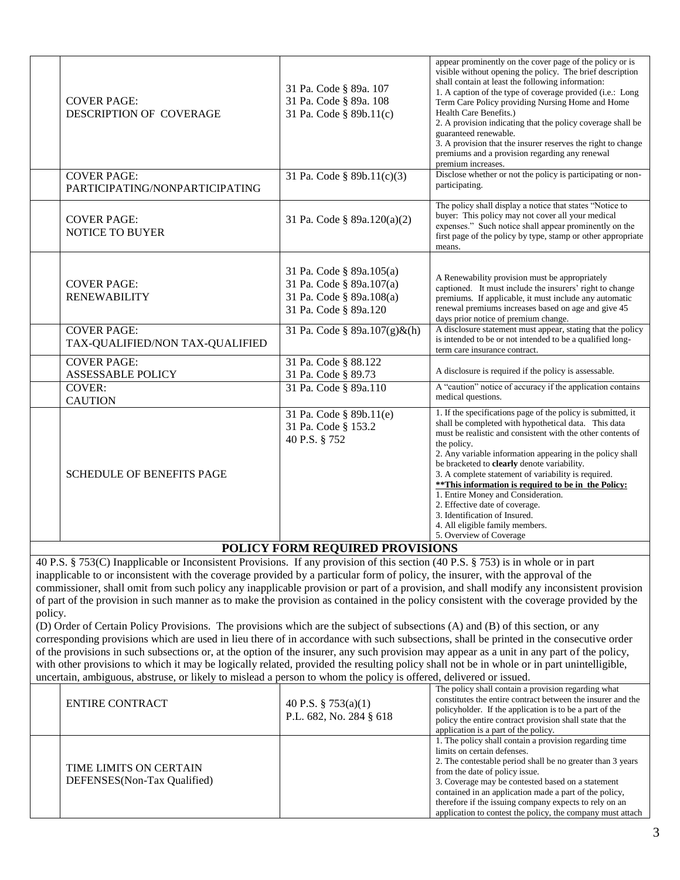| | | | |
|---|---|---|---|
| | COVER PAGE:<br>DESCRIPTION OF COVERAGE | 31 Pa. Code § 89a. 107<br>31 Pa. Code § 89a. 108<br>31 Pa. Code § 89b.11(c) | appear prominently on the cover page of the policy or is visible without opening the policy. The brief description shall contain at least the following information:<br>1. A caption of the type of coverage provided (i.e.: Long Term Care Policy providing Nursing Home and Home Health Care Benefits.)<br>2. A provision indicating that the policy coverage shall be guaranteed renewable.<br>3. A provision that the insurer reserves the right to change premiums and a provision regarding any renewal premium increases. |
| | COVER PAGE:<br>PARTICIPATING/NONPARTICIPATING | 31 Pa. Code § 89b.11(c)(3) | Disclose whether or not the policy is participating or non-participating. |
| | COVER PAGE:<br>NOTICE TO BUYER | 31 Pa. Code § 89a.120(a)(2) | The policy shall display a notice that states "Notice to buyer: This policy may not cover all your medical expenses." Such notice shall appear prominently on the first page of the policy by type, stamp or other appropriate means. |
| | COVER PAGE:<br>RENEWABILITY | 31 Pa. Code § 89a.105(a)<br>31 Pa. Code § 89a.107(a)<br>31 Pa. Code § 89a.108(a)<br>31 Pa. Code § 89a.120 | A Renewability provision must be appropriately captioned. It must include the insurers' right to change premiums. If applicable, it must include any automatic renewal premiums increases based on age and give 45 days prior notice of premium change. |
| | COVER PAGE:<br>TAX-QUALIFIED/NON TAX-QUALIFIED | 31 Pa. Code § 89a.107(g)&(h) | A disclosure statement must appear, stating that the policy is intended to be or not intended to be a qualified long-term care insurance contract. |
| | COVER PAGE:<br>ASSESSABLE POLICY | 31 Pa. Code § 88.122<br>31 Pa. Code § 89.73 | A disclosure is required if the policy is assessable. |
| | COVER:<br>CAUTION | 31 Pa. Code § 89a.110 | A "caution" notice of accuracy if the application contains medical questions. |
| | SCHEDULE OF BENEFITS PAGE | 31 Pa. Code § 89b.11(e)<br>31 Pa. Code § 153.2<br>40 P.S. § 752 | 1. If the specifications page of the policy is submitted, it shall be completed with hypothetical data. This data must be realistic and consistent with the other contents of the policy.<br>2. Any variable information appearing in the policy shall be bracketed to **clearly** denote variability.<br>3. A complete statement of variability is required.<br>**\*\*This information is required to be in the Policy:**<br>1. Entire Money and Consideration.<br>2. Effective date of coverage.<br>3. Identification of Insured.<br>4. All eligible family members.<br>5. Overview of Coverage |

## POLICY FORM REQUIRED PROVISIONS

40 P.S. § 753(C) Inapplicable or Inconsistent Provisions. If any provision of this section (40 P.S. § 753) is in whole or in part inapplicable to or inconsistent with the coverage provided by a particular form of policy, the insurer, with the approval of the commissioner, shall omit from such policy any inapplicable provision or part of a provision, and shall modify any inconsistent provision of part of the provision in such manner as to make the provision as contained in the policy consistent with the coverage provided by the policy.

(D) Order of Certain Policy Provisions. The provisions which are the subject of subsections (A) and (B) of this section, or any corresponding provisions which are used in lieu there of in accordance with such subsections, shall be printed in the consecutive order of the provisions in such subsections or, at the option of the insurer, any such provision may appear as a unit in any part of the policy, with other provisions to which it may be logically related, provided the resulting policy shall not be in whole or in part unintelligible, uncertain, ambiguous, abstruse, or likely to mislead a person to whom the policy is offered, delivered or issued.

| | | | |
|---|---|---|---|
| | ENTIRE CONTRACT | 40 P.S. § 753(a)(1)<br>P.L. 682, No. 284 § 618 | The policy shall contain a provision regarding what constitutes the entire contract between the insurer and the policyholder. If the application is to be a part of the policy the entire contract provision shall state that the application is a part of the policy. |
| | TIME LIMITS ON CERTAIN DEFENSES(Non-Tax Qualified) | | 1. The policy shall contain a provision regarding time limits on certain defenses.<br>2. The contestable period shall be no greater than 3 years from the date of policy issue.<br>3. Coverage may be contested based on a statement contained in an application made a part of the policy, therefore if the issuing company expects to rely on an application to contest the policy, the company must attach |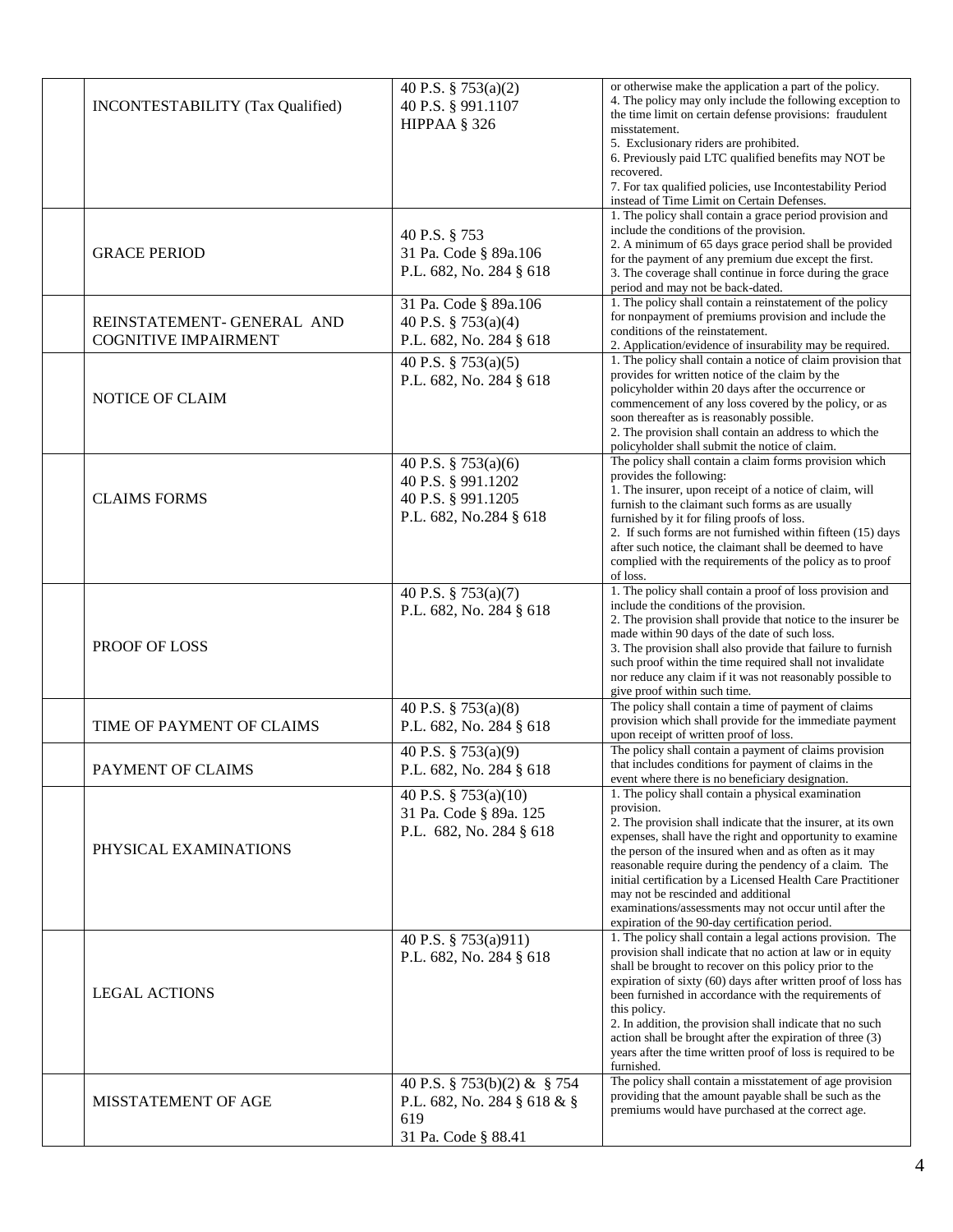| | | | |
|---|---|---|---|
| | INCONTESTABILITY (Tax Qualified) | 40 P.S. § 753(a)(2)<br>40 P.S. § 991.1107<br>HIPPAA § 326 | or otherwise make the application a part of the policy.<br>4. The policy may only include the following exception to the time limit on certain defense provisions: fraudulent misstatement.<br>5. Exclusionary riders are prohibited.<br>6. Previously paid LTC qualified benefits may NOT be recovered.<br>7. For tax qualified policies, use Incontestability Period instead of Time Limit on Certain Defenses. |
| | GRACE PERIOD | 40 P.S. § 753<br>31 Pa. Code § 89a.106<br>P.L. 682, No. 284 § 618 | 1. The policy shall contain a grace period provision and include the conditions of the provision.<br>2. A minimum of 65 days grace period shall be provided for the payment of any premium due except the first.<br>3. The coverage shall continue in force during the grace period and may not be back-dated. |
| | REINSTATEMENT- GENERAL AND COGNITIVE IMPAIRMENT | 31 Pa. Code § 89a.106<br>40 P.S. § 753(a)(4)<br>P.L. 682, No. 284 § 618 | 1. The policy shall contain a reinstatement of the policy for nonpayment of premiums provision and include the conditions of the reinstatement.<br>2. Application/evidence of insurability may be required. |
| | NOTICE OF CLAIM | 40 P.S. § 753(a)(5)<br>P.L. 682, No. 284 § 618 | 1. The policy shall contain a notice of claim provision that provides for written notice of the claim by the policyholder within 20 days after the occurrence or commencement of any loss covered by the policy, or as soon thereafter as is reasonably possible.<br>2. The provision shall contain an address to which the policyholder shall submit the notice of claim. |
| | CLAIMS FORMS | 40 P.S. § 753(a)(6)<br>40 P.S. § 991.1202<br>40 P.S. § 991.1205<br>P.L. 682, No.284 § 618 | The policy shall contain a claim forms provision which provides the following:<br>1. The insurer, upon receipt of a notice of claim, will furnish to the claimant such forms as are usually furnished by it for filing proofs of loss.<br>2. If such forms are not furnished within fifteen (15) days after such notice, the claimant shall be deemed to have complied with the requirements of the policy as to proof of loss. |
| | PROOF OF LOSS | 40 P.S. § 753(a)(7)<br>P.L. 682, No. 284 § 618 | 1. The policy shall contain a proof of loss provision and include the conditions of the provision.<br>2. The provision shall provide that notice to the insurer be made within 90 days of the date of such loss.<br>3. The provision shall also provide that failure to furnish such proof within the time required shall not invalidate nor reduce any claim if it was not reasonably possible to give proof within such time. |
| | TIME OF PAYMENT OF CLAIMS | 40 P.S. § 753(a)(8)<br>P.L. 682, No. 284 § 618 | The policy shall contain a time of payment of claims provision which shall provide for the immediate payment upon receipt of written proof of loss. |
| | PAYMENT OF CLAIMS | 40 P.S. § 753(a)(9)<br>P.L. 682, No. 284 § 618 | The policy shall contain a payment of claims provision that includes conditions for payment of claims in the event where there is no beneficiary designation. |
| | PHYSICAL EXAMINATIONS | 40 P.S. § 753(a)(10)<br>31 Pa. Code § 89a. 125<br>P.L. 682, No. 284 § 618 | 1. The policy shall contain a physical examination provision.<br>2. The provision shall indicate that the insurer, at its own expenses, shall have the right and opportunity to examine the person of the insured when and as often as it may reasonable require during the pendency of a claim. The initial certification by a Licensed Health Care Practitioner may not be rescinded and additional examinations/assessments may not occur until after the expiration of the 90-day certification period. |
| | LEGAL ACTIONS | 40 P.S. § 753(a)911)<br>P.L. 682, No. 284 § 618 | 1. The policy shall contain a legal actions provision. The provision shall indicate that no action at law or in equity shall be brought to recover on this policy prior to the expiration of sixty (60) days after written proof of loss has been furnished in accordance with the requirements of this policy.<br>2. In addition, the provision shall indicate that no such action shall be brought after the expiration of three (3) years after the time written proof of loss is required to be furnished. |
| | MISSTATEMENT OF AGE | 40 P.S. § 753(b)(2) & § 754<br>P.L. 682, No. 284 § 618 & § 619<br>31 Pa. Code § 88.41 | The policy shall contain a misstatement of age provision providing that the amount payable shall be such as the premiums would have purchased at the correct age. |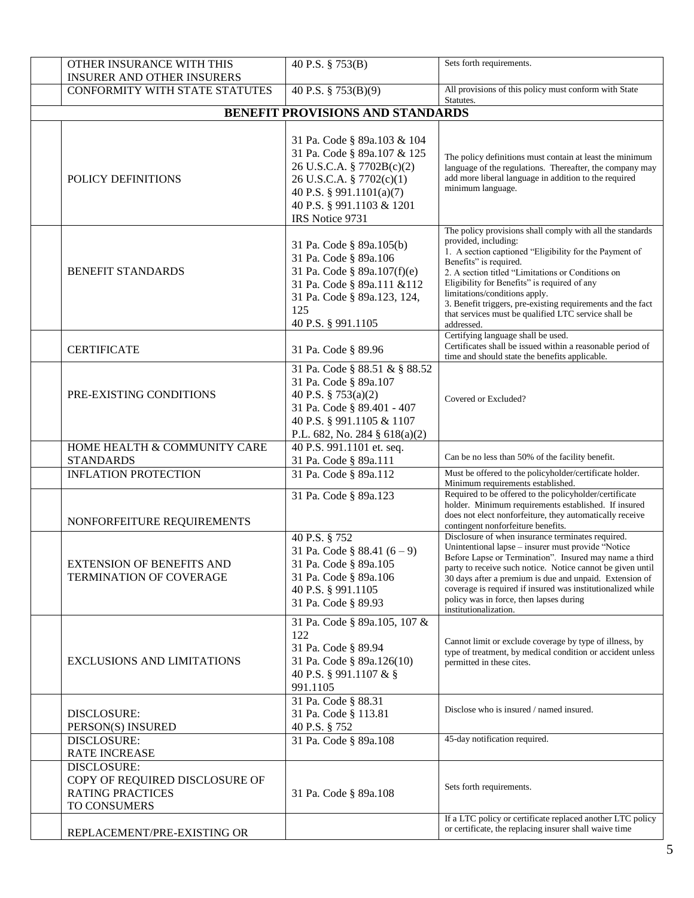| | | | |
|---|---|---|---|
| | OTHER INSURANCE WITH THIS INSURER AND OTHER INSURERS | 40 P.S. § 753(B) | Sets forth requirements. |
| | CONFORMITY WITH STATE STATUTES | 40 P.S. § 753(B)(9) | All provisions of this policy must conform with State Statutes. |
| **BENEFIT PROVISIONS AND STANDARDS** | | | |
| | POLICY DEFINITIONS | 31 Pa. Code § 89a.103 & 104<br>31 Pa. Code § 89a.107 & 125<br>26 U.S.C.A. § 7702B(c)(2)<br>26 U.S.C.A. § 7702(c)(1)<br>40 P.S. § 991.1101(a)(7)<br>40 P.S. § 991.1103 & 1201<br>IRS Notice 9731 | The policy definitions must contain at least the minimum language of the regulations. Thereafter, the company may add more liberal language in addition to the required minimum language. |
| | BENEFIT STANDARDS | 31 Pa. Code § 89a.105(b)<br>31 Pa. Code § 89a.106<br>31 Pa. Code § 89a.107(f)(e)<br>31 Pa. Code § 89a.111 &112<br>31 Pa. Code § 89a.123, 124, 125<br>40 P.S. § 991.1105 | The policy provisions shall comply with all the standards provided, including:<br>1. A section captioned "Eligibility for the Payment of Benefits" is required.<br>2. A section titled "Limitations or Conditions on Eligibility for Benefits" is required of any limitations/conditions apply.<br>3. Benefit triggers, pre-existing requirements and the fact that services must be qualified LTC service shall be addressed. |
| | CERTIFICATE | 31 Pa. Code § 89.96 | Certifying language shall be used.<br>Certificates shall be issued within a reasonable period of time and should state the benefits applicable. |
| | PRE-EXISTING CONDITIONS | 31 Pa. Code § 88.51 & § 88.52<br>31 Pa. Code § 89a.107<br>40 P.S. § 753(a)(2)<br>31 Pa. Code § 89.401 - 407<br>40 P.S. § 991.1105 & 1107<br>P.L. 682, No. 284 § 618(a)(2) | Covered or Excluded? |
| | HOME HEALTH & COMMUNITY CARE STANDARDS | 40 P.S. 991.1101 et. seq.<br>31 Pa. Code § 89a.111 | Can be no less than 50% of the facility benefit. |
| | INFLATION PROTECTION | 31 Pa. Code § 89a.112 | Must be offered to the policyholder/certificate holder. Minimum requirements established. |
| | NONFORFEITURE REQUIREMENTS | 31 Pa. Code § 89a.123 | Required to be offered to the policyholder/certificate holder. Minimum requirements established. If insured does not elect nonforfeiture, they automatically receive contingent nonforfeiture benefits. |
| | EXTENSION OF BENEFITS AND TERMINATION OF COVERAGE | 40 P.S. § 752<br>31 Pa. Code § 88.41 (6 – 9)<br>31 Pa. Code § 89a.105<br>31 Pa. Code § 89a.106<br>40 P.S. § 991.1105<br>31 Pa. Code § 89.93 | Disclosure of when insurance terminates required. Unintentional lapse – insurer must provide "Notice Before Lapse or Termination". Insured may name a third party to receive such notice. Notice cannot be given until 30 days after a premium is due and unpaid. Extension of coverage is required if insured was institutionalized while policy was in force, then lapses during institutionalization. |
| | EXCLUSIONS AND LIMITATIONS | 31 Pa. Code § 89a.105, 107 & 122<br>31 Pa. Code § 89.94<br>31 Pa. Code § 89a.126(10)<br>40 P.S. § 991.1107 & § 991.1105 | Cannot limit or exclude coverage by type of illness, by type of treatment, by medical condition or accident unless permitted in these cites. |
| | DISCLOSURE:<br>PERSON(S) INSURED | 31 Pa. Code § 88.31<br>31 Pa. Code § 113.81<br>40 P.S. § 752 | Disclose who is insured / named insured. |
| | DISCLOSURE:<br>RATE INCREASE | 31 Pa. Code § 89a.108 | 45-day notification required. |
| | DISCLOSURE:<br>COPY OF REQUIRED DISCLOSURE OF RATING PRACTICES TO CONSUMERS | 31 Pa. Code § 89a.108 | Sets forth requirements. |
| | REPLACEMENT/PRE-EXISTING OR | | If a LTC policy or certificate replaced another LTC policy or certificate, the replacing insurer shall waive time |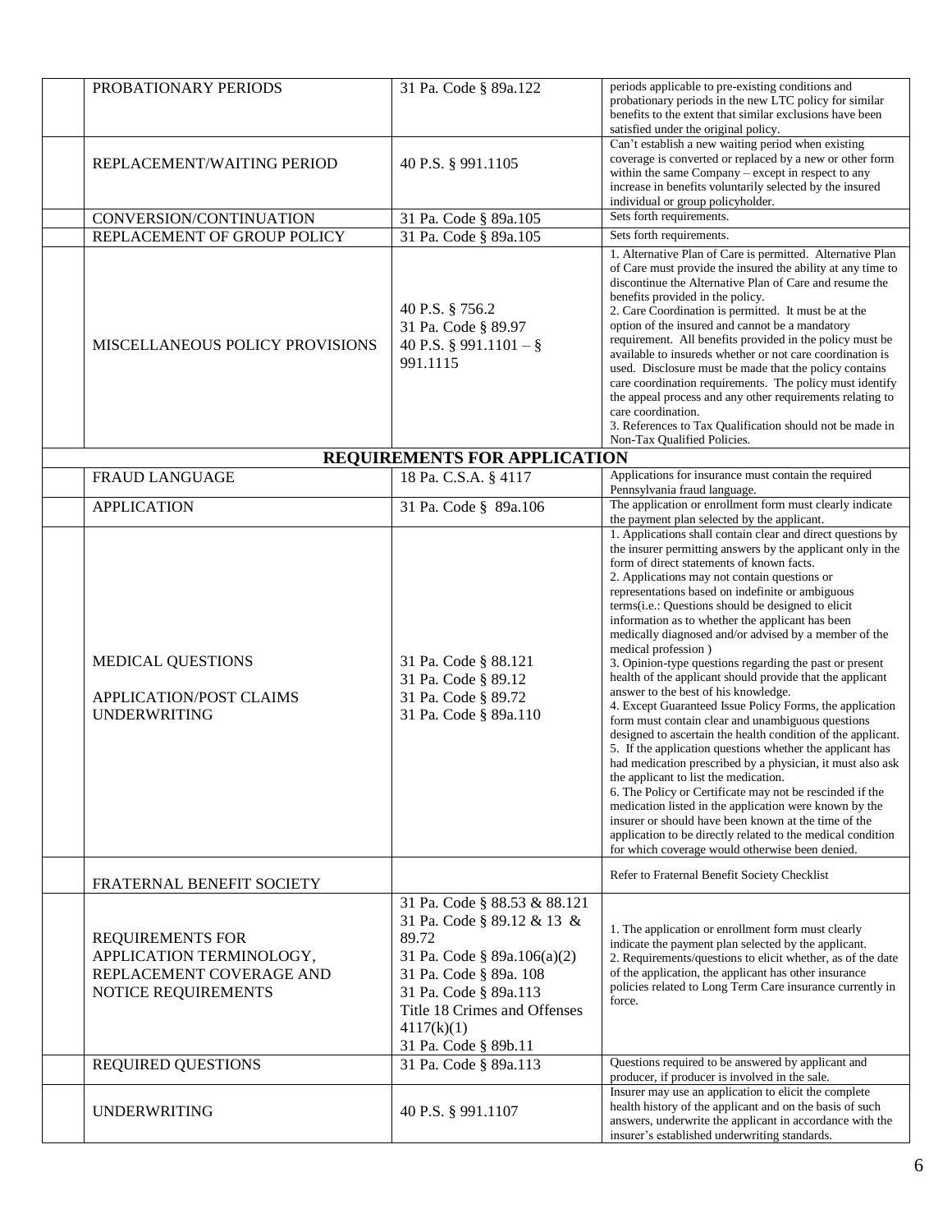| | | | |
|---|---|---|---|
| | PROBATIONARY PERIODS | 31 Pa. Code § 89a.122 | periods applicable to pre-existing conditions and probationary periods in the new LTC policy for similar benefits to the extent that similar exclusions have been satisfied under the original policy. |
| | REPLACEMENT/WAITING PERIOD | 40 P.S. § 991.1105 | Can't establish a new waiting period when existing coverage is converted or replaced by a new or other form within the same Company – except in respect to any increase in benefits voluntarily selected by the insured individual or group policyholder. |
| | CONVERSION/CONTINUATION | 31 Pa. Code § 89a.105 | Sets forth requirements. |
| | REPLACEMENT OF GROUP POLICY | 31 Pa. Code § 89a.105 | Sets forth requirements. |
| | MISCELLANEOUS POLICY PROVISIONS | 40 P.S. § 756.2<br>31 Pa. Code § 89.97<br>40 P.S. § 991.1101 – § 991.1115 | 1. Alternative Plan of Care is permitted. Alternative Plan of Care must provide the insured the ability at any time to discontinue the Alternative Plan of Care and resume the benefits provided in the policy.<br>2. Care Coordination is permitted. It must be at the option of the insured and cannot be a mandatory requirement. All benefits provided in the policy must be available to insureds whether or not care coordination is used. Disclosure must be made that the policy contains care coordination requirements. The policy must identify the appeal process and any other requirements relating to care coordination.<br>3. References to Tax Qualification should not be made in Non-Tax Qualified Policies. |
| | **REQUIREMENTS FOR APPLICATION** | | |
| | FRAUD LANGUAGE | 18 Pa. C.S.A. § 4117 | Applications for insurance must contain the required Pennsylvania fraud language. |
| | APPLICATION | 31 Pa. Code § 89a.106 | The application or enrollment form must clearly indicate the payment plan selected by the applicant. |
| | MEDICAL QUESTIONS<br><br>APPLICATION/POST CLAIMS UNDERWRITING | 31 Pa. Code § 88.121<br>31 Pa. Code § 89.12<br>31 Pa. Code § 89.72<br>31 Pa. Code § 89a.110 | 1. Applications shall contain clear and direct questions by the insurer permitting answers by the applicant only in the form of direct statements of known facts.<br>2. Applications may not contain questions or representations based on indefinite or ambiguous terms(i.e.: Questions should be designed to elicit information as to whether the applicant has been medically diagnosed and/or advised by a member of the medical profession )<br>3. Opinion-type questions regarding the past or present health of the applicant should provide that the applicant answer to the best of his knowledge.<br>4. Except Guaranteed Issue Policy Forms, the application form must contain clear and unambiguous questions designed to ascertain the health condition of the applicant.<br>5. If the application questions whether the applicant has had medication prescribed by a physician, it must also ask the applicant to list the medication.<br>6. The Policy or Certificate may not be rescinded if the medication listed in the application were known by the insurer or should have been known at the time of the application to be directly related to the medical condition for which coverage would otherwise been denied. |
| | FRATERNAL BENEFIT SOCIETY | | Refer to Fraternal Benefit Society Checklist |
| | REQUIREMENTS FOR APPLICATION TERMINOLOGY, REPLACEMENT COVERAGE AND NOTICE REQUIREMENTS | 31 Pa. Code § 88.53 & 88.121<br>31 Pa. Code § 89.12 & 13 & 89.72<br>31 Pa. Code § 89a.106(a)(2)<br>31 Pa. Code § 89a. 108<br>31 Pa. Code § 89a.113<br>Title 18 Crimes and Offenses 4117(k)(1)<br>31 Pa. Code § 89b.11 | 1. The application or enrollment form must clearly indicate the payment plan selected by the applicant.<br>2. Requirements/questions to elicit whether, as of the date of the application, the applicant has other insurance policies related to Long Term Care insurance currently in force. |
| | REQUIRED QUESTIONS | 31 Pa. Code § 89a.113 | Questions required to be answered by applicant and producer, if producer is involved in the sale. |
| | UNDERWRITING | 40 P.S. § 991.1107 | Insurer may use an application to elicit the complete health history of the applicant and on the basis of such answers, underwrite the applicant in accordance with the insurer's established underwriting standards. |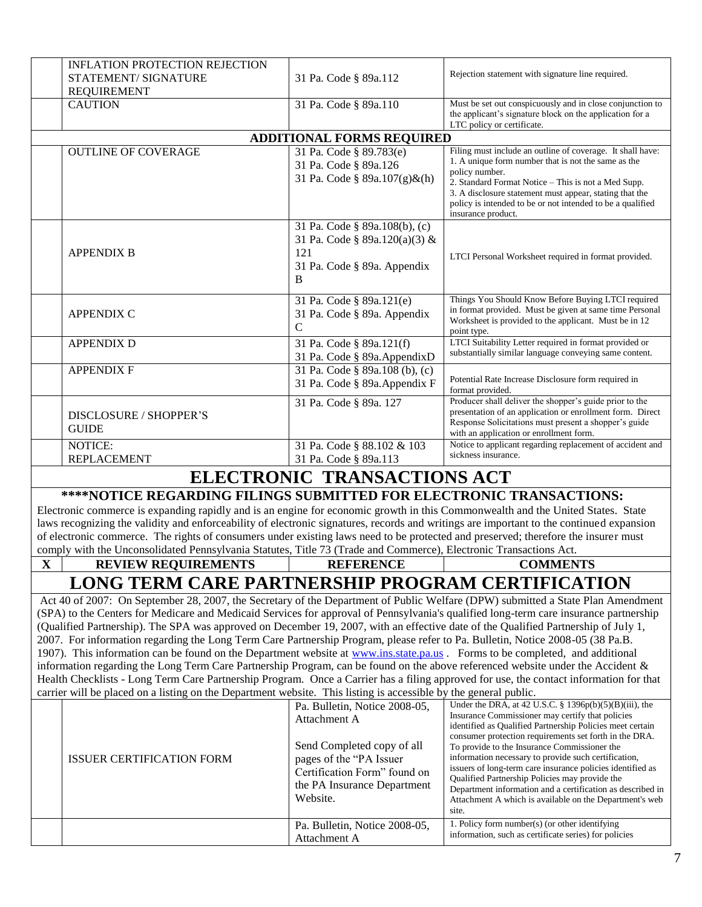| | | | |
|---|---|---|---|
| | INFLATION PROTECTION REJECTION STATEMENT/ SIGNATURE REQUIREMENT | 31 Pa. Code § 89a.112 | Rejection statement with signature line required. |
| | CAUTION | 31 Pa. Code § 89a.110 | Must be set out conspicuously and in close conjunction to the applicant's signature block on the application for a LTC policy or certificate. |
| | **ADDITIONAL FORMS REQUIRED** | | |
| | OUTLINE OF COVERAGE | 31 Pa. Code § 89.783(e)<br>31 Pa. Code § 89a.126<br>31 Pa. Code § 89a.107(g)&(h) | Filing must include an outline of coverage. It shall have:<br>1. A unique form number that is not the same as the policy number.<br>2. Standard Format Notice – This is not a Med Supp.<br>3. A disclosure statement must appear, stating that the policy is intended to be or not intended to be a qualified insurance product. |
| | APPENDIX B | 31 Pa. Code § 89a.108(b), (c)<br>31 Pa. Code § 89a.120(a)(3) & 121<br>31 Pa. Code § 89a. Appendix B | LTCI Personal Worksheet required in format provided. |
| | APPENDIX C | 31 Pa. Code § 89a.121(e)<br>31 Pa. Code § 89a. Appendix C | Things You Should Know Before Buying LTCI required in format provided. Must be given at same time Personal Worksheet is provided to the applicant. Must be in 12 point type. |
| | APPENDIX D | 31 Pa. Code § 89a.121(f)<br>31 Pa. Code § 89a.AppendixD | LTCI Suitability Letter required in format provided or substantially similar language conveying same content. |
| | APPENDIX F | 31 Pa. Code § 89a.108 (b), (c)<br>31 Pa. Code § 89a.Appendix F | Potential Rate Increase Disclosure form required in format provided. |
| | DISCLOSURE / SHOPPER'S GUIDE | 31 Pa. Code § 89a. 127 | Producer shall deliver the shopper's guide prior to the presentation of an application or enrollment form. Direct Response Solicitations must present a shopper's guide with an application or enrollment form. |
| | NOTICE: REPLACEMENT | 31 Pa. Code § 88.102 & 103<br>31 Pa. Code § 89a.113 | Notice to applicant regarding replacement of accident and sickness insurance. |

# ELECTRONIC TRANSACTIONS ACT

**\*\*\*\*NOTICE REGARDING FILINGS SUBMITTED FOR ELECTRONIC TRANSACTIONS:**

Electronic commerce is expanding rapidly and is an engine for economic growth in this Commonwealth and the United States. State laws recognizing the validity and enforceability of electronic signatures, records and writings are important to the continued expansion of electronic commerce. The rights of consumers under existing laws need to be protected and preserved; therefore the insurer must comply with the Unconsolidated Pennsylvania Statutes, Title 73 (Trade and Commerce), Electronic Transactions Act.

| X | REVIEW REQUIREMENTS | REFERENCE | COMMENTS |
|---|---|---|---|

# LONG TERM CARE PARTNERSHIP PROGRAM CERTIFICATION

Act 40 of 2007: On September 28, 2007, the Secretary of the Department of Public Welfare (DPW) submitted a State Plan Amendment (SPA) to the Centers for Medicare and Medicaid Services for approval of Pennsylvania's qualified long-term care insurance partnership (Qualified Partnership). The SPA was approved on December 19, 2007, with an effective date of the Qualified Partnership of July 1, 2007. For information regarding the Long Term Care Partnership Program, please refer to Pa. Bulletin, Notice 2008-05 (38 Pa.B. 1907). This information can be found on the Department website at www.ins.state.pa.us . Forms to be completed, and additional information regarding the Long Term Care Partnership Program, can be found on the above referenced website under the Accident & Health Checklists - Long Term Care Partnership Program. Once a Carrier has a filing approved for use, the contact information for that carrier will be placed on a listing on the Department website. This listing is accessible by the general public.

| | | | |
|---|---|---|---|
| | ISSUER CERTIFICATION FORM | Pa. Bulletin, Notice 2008-05, Attachment A<br><br>Send Completed copy of all pages of the "PA Issuer Certification Form" found on the PA Insurance Department Website. | Under the DRA, at 42 U.S.C. § 1396p(b)(5)(B)(iii), the Insurance Commissioner may certify that policies identified as Qualified Partnership Policies meet certain consumer protection requirements set forth in the DRA. To provide to the Insurance Commissioner the information necessary to provide such certification, issuers of long-term care insurance policies identified as Qualified Partnership Policies may provide the Department information and a certification as described in Attachment A which is available on the Department's web site. |
| | | Pa. Bulletin, Notice 2008-05, Attachment A | 1. Policy form number(s) (or other identifying information, such as certificate series) for policies |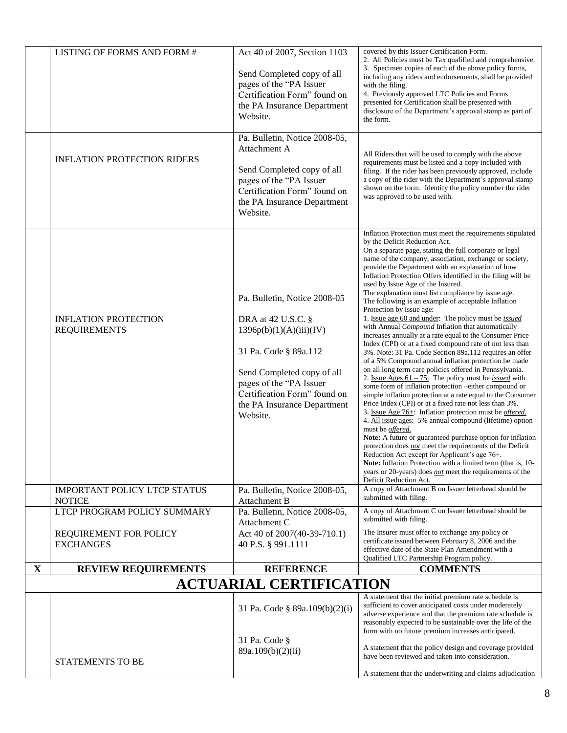| | LISTING OF FORMS AND FORM # | Act 40 of 2007, Section 1103<br><br>Send Completed copy of all pages of the "PA Issuer Certification Form" found on the PA Insurance Department Website. | covered by this Issuer Certification Form.<br>2. All Policies must be Tax qualified and comprehensive.<br>3. Specimen copies of each of the above policy forms, including any riders and endorsements, shall be provided with the filing.<br>4. Previously approved LTC Policies and Forms presented for Certification shall be presented with disclosure of the Department's approval stamp as part of the form. |
|---|---|---|---|
| | INFLATION PROTECTION RIDERS | Pa. Bulletin, Notice 2008-05, Attachment A<br><br>Send Completed copy of all pages of the "PA Issuer Certification Form" found on the PA Insurance Department Website. | All Riders that will be used to comply with the above requirements must be listed and a copy included with filing. If the rider has been previously approved, include a copy of the rider with the Department's approval stamp shown on the form. Identify the policy number the rider was approved to be used with. |
| | INFLATION PROTECTION REQUIREMENTS | Pa. Bulletin, Notice 2008-05<br><br>DRA at 42 U.S.C. § 1396p(b)(1)(A)(iii)(IV)<br><br>31 Pa. Code § 89a.112<br><br>Send Completed copy of all pages of the "PA Issuer Certification Form" found on the PA Insurance Department Website. | Inflation Protection must meet the requirements stipulated by the Deficit Reduction Act.<br>On a separate page, stating the full corporate or legal name of the company, association, exchange or society, provide the Department with an explanation of how Inflation Protection Offers identified in the filing will be used by Issue Age of the Insured.<br>The explanation must list compliance by issue age.<br>The following is an example of acceptable Inflation Protection by issue age:<br>1. <u>Issue age 60 and under</u>: The policy must be <u>*issued*</u> with Annual *Compound* Inflation that automatically increases annually at a rate equal to the Consumer Price Index (CPI) or at a fixed compound rate of not less than 3%. Note: 31 Pa. Code Section 89a.112 requires an offer of a 5% Compound annual inflation protection be made on all long term care policies offered in Pennsylvania.<br>2. <u>Issue Ages 61 – 75:</u> The policy must be <u>*issued*</u> with some form of inflation protection –either compound or simple inflation protection at a rate equal to the Consumer Price Index (CPI) or at a fixed rate not less than 3%.<br>3. <u>Issue Age 76+</u>: Inflation protection must be <u>*offered.*</u><br>4. <u>All issue ages:</u> 5% annual compound (lifetime) option must be <u>*offered.*</u><br>**Note:** A future or guaranteed purchase option for inflation protection does <u>*not*</u> meet the requirements of the Deficit Reduction Act except for Applicant's age 76+.<br>**Note:** Inflation Protection with a limited term (that is, 10-years or 20-years) does <u>*not*</u> meet the requirements of the Deficit Reduction Act. |
| | IMPORTANT POLICY LTCP STATUS NOTICE | Pa. Bulletin, Notice 2008-05, Attachment B | A copy of Attachment B on Issuer letterhead should be submitted with filing. |
| | LTCP PROGRAM POLICY SUMMARY | Pa. Bulletin, Notice 2008-05, Attachment C | A copy of Attachment C on Issuer letterhead should be submitted with filing. |
| | REQUIREMENT FOR POLICY EXCHANGES | Act 40 of 2007(40-39-710.1)<br>40 P.S. § 991.1111 | The Insurer must offer to exchange any policy or certificate issued between February 8, 2006 and the effective date of the State Plan Amendment with a Qualified LTC Partnership Program policy. |
| **X** | **REVIEW REQUIREMENTS** | **REFERENCE** | **COMMENTS** |
| | **ACTUARIAL CERTIFICATION** | | |
| | STATEMENTS TO BE | 31 Pa. Code § 89a.109(b)(2)(i)<br><br>31 Pa. Code § 89a.109(b)(2)(ii) | A statement that the initial premium rate schedule is sufficient to cover anticipated costs under moderately adverse experience and that the premium rate schedule is reasonably expected to be sustainable over the life of the form with no future premium increases anticipated.<br><br>A statement that the policy design and coverage provided have been reviewed and taken into consideration.<br><br>A statement that the underwriting and claims adjudication |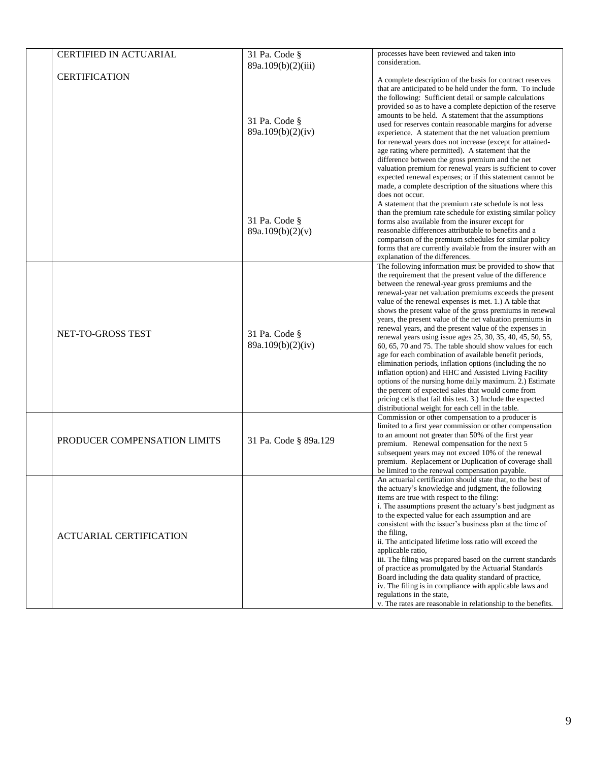| | | | |
|---|---|---|---|
| | CERTIFIED IN ACTUARIAL CERTIFICATION | 31 Pa. Code § 89a.109(b)(2)(iii) | processes have been reviewed and taken into consideration. |
| | | 31 Pa. Code § 89a.109(b)(2)(iv) | A complete description of the basis for contract reserves that are anticipated to be held under the form. To include the following: Sufficient detail or sample calculations provided so as to have a complete depiction of the reserve amounts to be held. A statement that the assumptions used for reserves contain reasonable margins for adverse experience. A statement that the net valuation premium for renewal years does not increase (except for attained-age rating where permitted). A statement that the difference between the gross premium and the net valuation premium for renewal years is sufficient to cover expected renewal expenses; or if this statement cannot be made, a complete description of the situations where this does not occur. |
| | | 31 Pa. Code § 89a.109(b)(2)(v) | A statement that the premium rate schedule is not less than the premium rate schedule for existing similar policy forms also available from the insurer except for reasonable differences attributable to benefits and a comparison of the premium schedules for similar policy forms that are currently available from the insurer with an explanation of the differences. |
| | NET-TO-GROSS TEST | 31 Pa. Code § 89a.109(b)(2)(iv) | The following information must be provided to show that the requirement that the present value of the difference between the renewal-year gross premiums and the renewal-year net valuation premiums exceeds the present value of the renewal expenses is met. 1.) A table that shows the present value of the gross premiums in renewal years, the present value of the net valuation premiums in renewal years, and the present value of the expenses in renewal years using issue ages 25, 30, 35, 40, 45, 50, 55, 60, 65, 70 and 75. The table should show values for each age for each combination of available benefit periods, elimination periods, inflation options (including the no inflation option) and HHC and Assisted Living Facility options of the nursing home daily maximum. 2.) Estimate the percent of expected sales that would come from pricing cells that fail this test. 3.) Include the expected distributional weight for each cell in the table. |
| | PRODUCER COMPENSATION LIMITS | 31 Pa. Code § 89a.129 | Commission or other compensation to a producer is limited to a first year commission or other compensation to an amount not greater than 50% of the first year premium. Renewal compensation for the next 5 subsequent years may not exceed 10% of the renewal premium. Replacement or Duplication of coverage shall be limited to the renewal compensation payable. |
| | ACTUARIAL CERTIFICATION | | An actuarial certification should state that, to the best of the actuary's knowledge and judgment, the following items are true with respect to the filing:<br>i. The assumptions present the actuary's best judgment as to the expected value for each assumption and are consistent with the issuer's business plan at the time of the filing,<br>ii. The anticipated lifetime loss ratio will exceed the applicable ratio,<br>iii. The filing was prepared based on the current standards of practice as promulgated by the Actuarial Standards Board including the data quality standard of practice,<br>iv. The filing is in compliance with applicable laws and regulations in the state,<br>v. The rates are reasonable in relationship to the benefits. |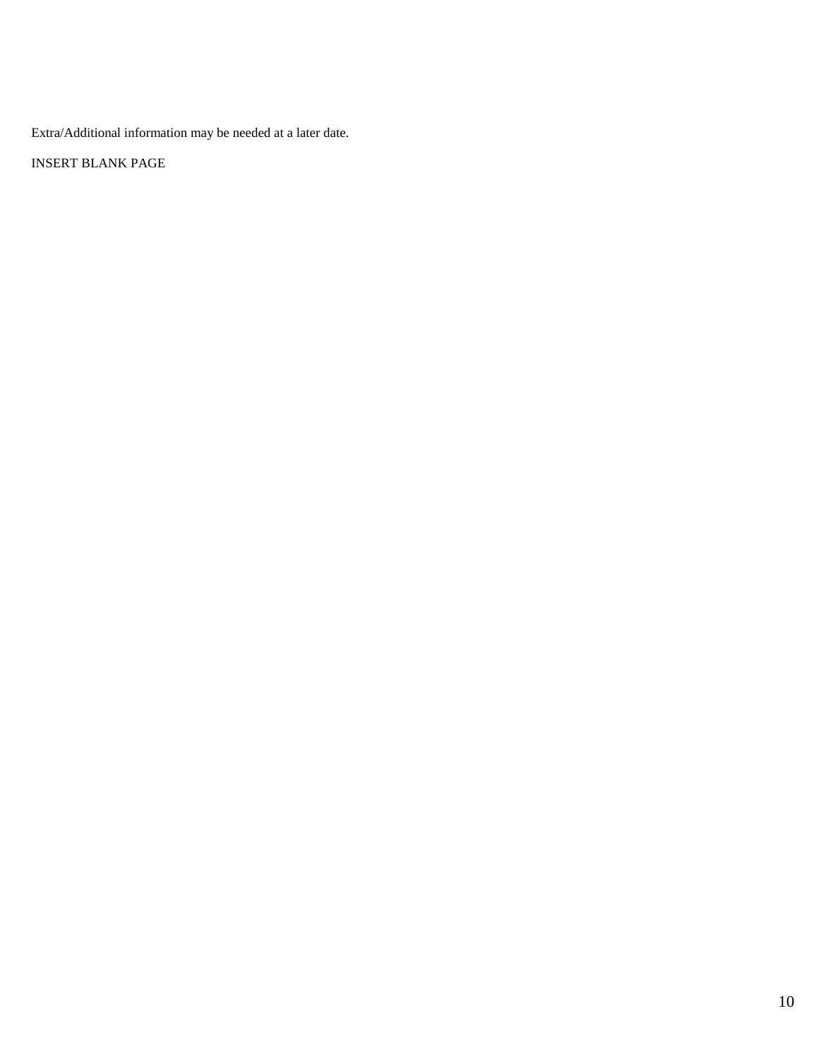Extra/Additional information may be needed at a later date.

INSERT BLANK PAGE